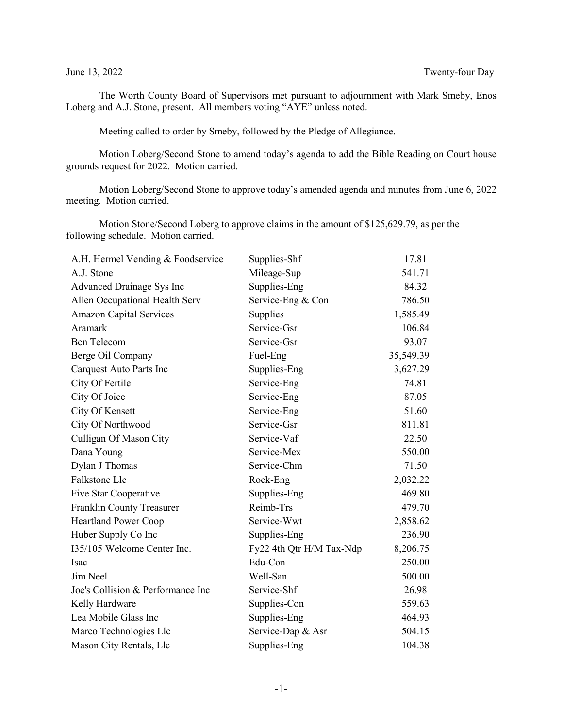June 13, 2022 Twenty-four Day

The Worth County Board of Supervisors met pursuant to adjournment with Mark Smeby, Enos Loberg and A.J. Stone, present. All members voting "AYE" unless noted.

Meeting called to order by Smeby, followed by the Pledge of Allegiance.

Motion Loberg/Second Stone to amend today's agenda to add the Bible Reading on Court house grounds request for 2022. Motion carried.

Motion Loberg/Second Stone to approve today's amended agenda and minutes from June 6, 2022 meeting. Motion carried.

Motion Stone/Second Loberg to approve claims in the amount of $125,629.79, as per the following schedule. Motion carried.

| | | |
|---|---|---|
| A.H. Hermel Vending & Foodservice | Supplies-Shf | 17.81 |
| A.J. Stone | Mileage-Sup | 541.71 |
| Advanced Drainage Sys Inc | Supplies-Eng | 84.32 |
| Allen Occupational Health Serv | Service-Eng & Con | 786.50 |
| Amazon Capital Services | Supplies | 1,585.49 |
| Aramark | Service-Gsr | 106.84 |
| Bcn Telecom | Service-Gsr | 93.07 |
| Berge Oil Company | Fuel-Eng | 35,549.39 |
| Carquest Auto Parts Inc | Supplies-Eng | 3,627.29 |
| City Of Fertile | Service-Eng | 74.81 |
| City Of Joice | Service-Eng | 87.05 |
| City Of Kensett | Service-Eng | 51.60 |
| City Of Northwood | Service-Gsr | 811.81 |
| Culligan Of Mason City | Service-Vaf | 22.50 |
| Dana Young | Service-Mex | 550.00 |
| Dylan J Thomas | Service-Chm | 71.50 |
| Falkstone Llc | Rock-Eng | 2,032.22 |
| Five Star Cooperative | Supplies-Eng | 469.80 |
| Franklin County Treasurer | Reimb-Trs | 479.70 |
| Heartland Power Coop | Service-Wwt | 2,858.62 |
| Huber Supply Co Inc | Supplies-Eng | 236.90 |
| I35/105 Welcome Center Inc. | Fy22 4th Qtr H/M Tax-Ndp | 8,206.75 |
| Isac | Edu-Con | 250.00 |
| Jim Neel | Well-San | 500.00 |
| Joe's Collision & Performance Inc | Service-Shf | 26.98 |
| Kelly Hardware | Supplies-Con | 559.63 |
| Lea Mobile Glass Inc | Supplies-Eng | 464.93 |
| Marco Technologies Llc | Service-Dap & Asr | 504.15 |
| Mason City Rentals, Llc | Supplies-Eng | 104.38 |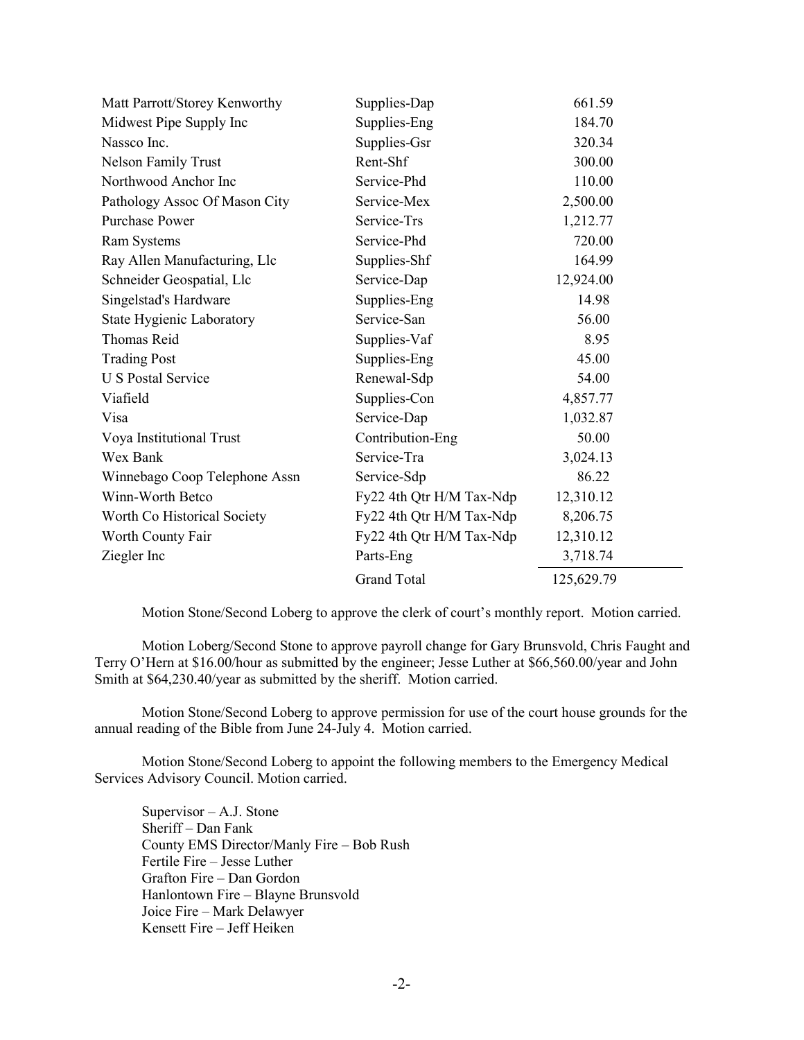| | | |
|---|---|---|
| Matt Parrott/Storey Kenworthy | Supplies-Dap | 661.59 |
| Midwest Pipe Supply Inc | Supplies-Eng | 184.70 |
| Nassco Inc. | Supplies-Gsr | 320.34 |
| Nelson Family Trust | Rent-Shf | 300.00 |
| Northwood Anchor Inc | Service-Phd | 110.00 |
| Pathology Assoc Of Mason City | Service-Mex | 2,500.00 |
| Purchase Power | Service-Trs | 1,212.77 |
| Ram Systems | Service-Phd | 720.00 |
| Ray Allen Manufacturing, Llc | Supplies-Shf | 164.99 |
| Schneider Geospatial, Llc | Service-Dap | 12,924.00 |
| Singelstad's Hardware | Supplies-Eng | 14.98 |
| State Hygienic Laboratory | Service-San | 56.00 |
| Thomas Reid | Supplies-Vaf | 8.95 |
| Trading Post | Supplies-Eng | 45.00 |
| U S Postal Service | Renewal-Sdp | 54.00 |
| Viafield | Supplies-Con | 4,857.77 |
| Visa | Service-Dap | 1,032.87 |
| Voya Institutional Trust | Contribution-Eng | 50.00 |
| Wex Bank | Service-Tra | 3,024.13 |
| Winnebago Coop Telephone Assn | Service-Sdp | 86.22 |
| Winn-Worth Betco | Fy22 4th Qtr H/M Tax-Ndp | 12,310.12 |
| Worth Co Historical Society | Fy22 4th Qtr H/M Tax-Ndp | 8,206.75 |
| Worth County Fair | Fy22 4th Qtr H/M Tax-Ndp | 12,310.12 |
| Ziegler Inc | Parts-Eng | 3,718.74 |
| | Grand Total | 125,629.79 |

Motion Stone/Second Loberg to approve the clerk of court's monthly report. Motion carried.

Motion Loberg/Second Stone to approve payroll change for Gary Brunsvold, Chris Faught and Terry O'Hern at $16.00/hour as submitted by the engineer; Jesse Luther at $66,560.00/year and John Smith at $64,230.40/year as submitted by the sheriff. Motion carried.

Motion Stone/Second Loberg to approve permission for use of the court house grounds for the annual reading of the Bible from June 24-July 4. Motion carried.

Motion Stone/Second Loberg to appoint the following members to the Emergency Medical Services Advisory Council. Motion carried.

Supervisor – A.J. Stone
Sheriff – Dan Fank
County EMS Director/Manly Fire – Bob Rush
Fertile Fire – Jesse Luther
Grafton Fire – Dan Gordon
Hanlontown Fire – Blayne Brunsvold
Joice Fire – Mark Delawyer
Kensett Fire – Jeff Heiken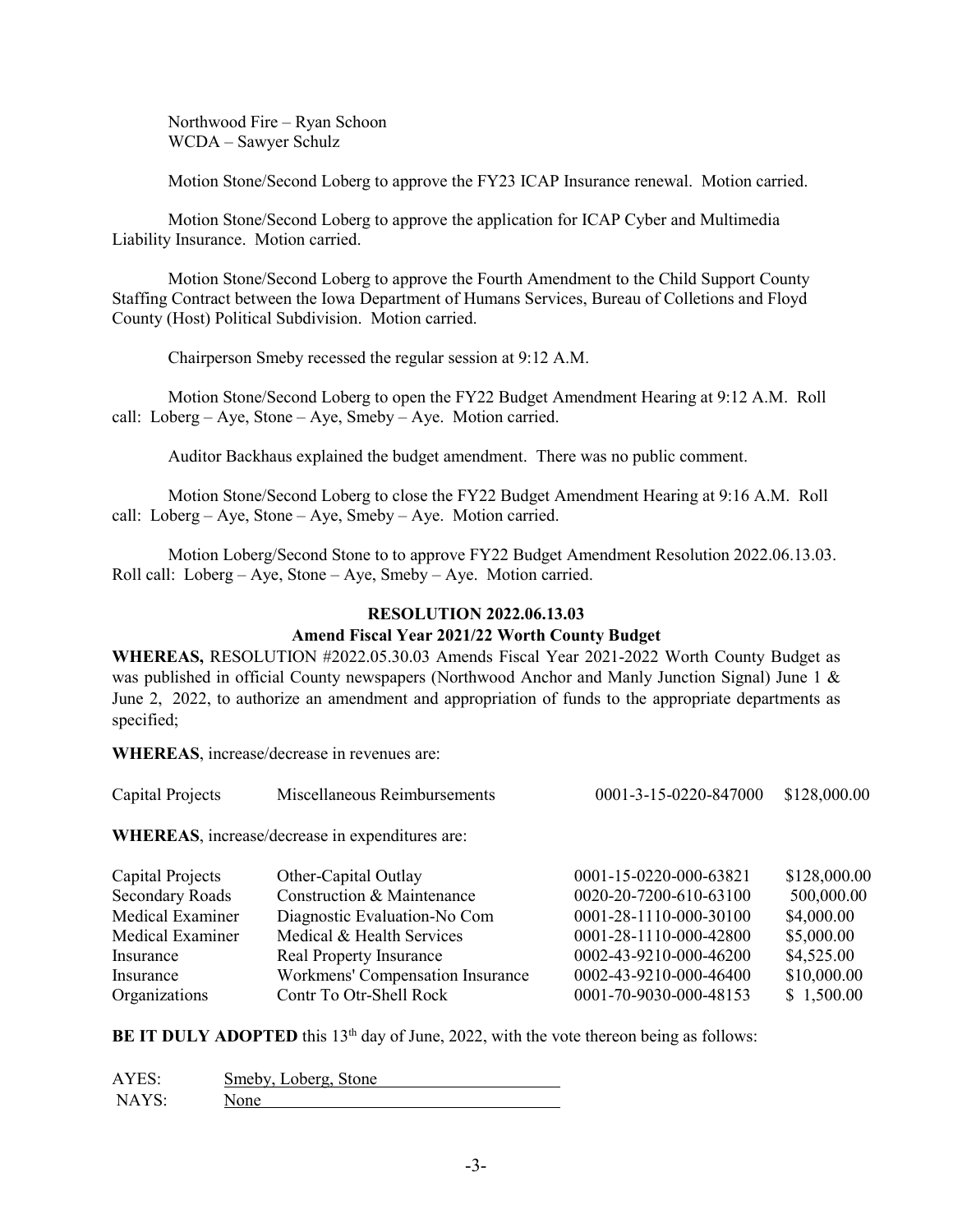Northwood Fire – Ryan Schoon
WCDA – Sawyer Schulz

Motion Stone/Second Loberg to approve the FY23 ICAP Insurance renewal. Motion carried.

Motion Stone/Second Loberg to approve the application for ICAP Cyber and Multimedia Liability Insurance. Motion carried.

Motion Stone/Second Loberg to approve the Fourth Amendment to the Child Support County Staffing Contract between the Iowa Department of Humans Services, Bureau of Colletions and Floyd County (Host) Political Subdivision. Motion carried.

Chairperson Smeby recessed the regular session at 9:12 A.M.

Motion Stone/Second Loberg to open the FY22 Budget Amendment Hearing at 9:12 A.M. Roll call: Loberg – Aye, Stone – Aye, Smeby – Aye. Motion carried.

Auditor Backhaus explained the budget amendment. There was no public comment.

Motion Stone/Second Loberg to close the FY22 Budget Amendment Hearing at 9:16 A.M. Roll call: Loberg – Aye, Stone – Aye, Smeby – Aye. Motion carried.

Motion Loberg/Second Stone to to approve FY22 Budget Amendment Resolution 2022.06.13.03. Roll call: Loberg – Aye, Stone – Aye, Smeby – Aye. Motion carried.

**RESOLUTION 2022.06.13.03**
**Amend Fiscal Year 2021/22 Worth County Budget**

**WHEREAS,** RESOLUTION #2022.05.30.03 Amends Fiscal Year 2021-2022 Worth County Budget as was published in official County newspapers (Northwood Anchor and Manly Junction Signal) June 1 & June 2, 2022, to authorize an amendment and appropriation of funds to the appropriate departments as specified;

**WHEREAS**, increase/decrease in revenues are:

| | | | |
|---|---|---|---|
| Capital Projects | Miscellaneous Reimbursements | 0001-3-15-0220-847000 | $128,000.00 |

**WHEREAS**, increase/decrease in expenditures are:

| | | | |
|---|---|---|---|
| Capital Projects | Other-Capital Outlay | 0001-15-0220-000-63821 | $128,000.00 |
| Secondary Roads | Construction & Maintenance | 0020-20-7200-610-63100 | 500,000.00 |
| Medical Examiner | Diagnostic Evaluation-No Com | 0001-28-1110-000-30100 | $4,000.00 |
| Medical Examiner | Medical & Health Services | 0001-28-1110-000-42800 | $5,000.00 |
| Insurance | Real Property Insurance | 0002-43-9210-000-46200 | $4,525.00 |
| Insurance | Workmens' Compensation Insurance | 0002-43-9210-000-46400 | $10,000.00 |
| Organizations | Contr To Otr-Shell Rock | 0001-70-9030-000-48153 | $ 1,500.00 |

**BE IT DULY ADOPTED** this 13th day of June, 2022, with the vote thereon being as follows:

AYES: Smeby, Loberg, Stone
NAYS: None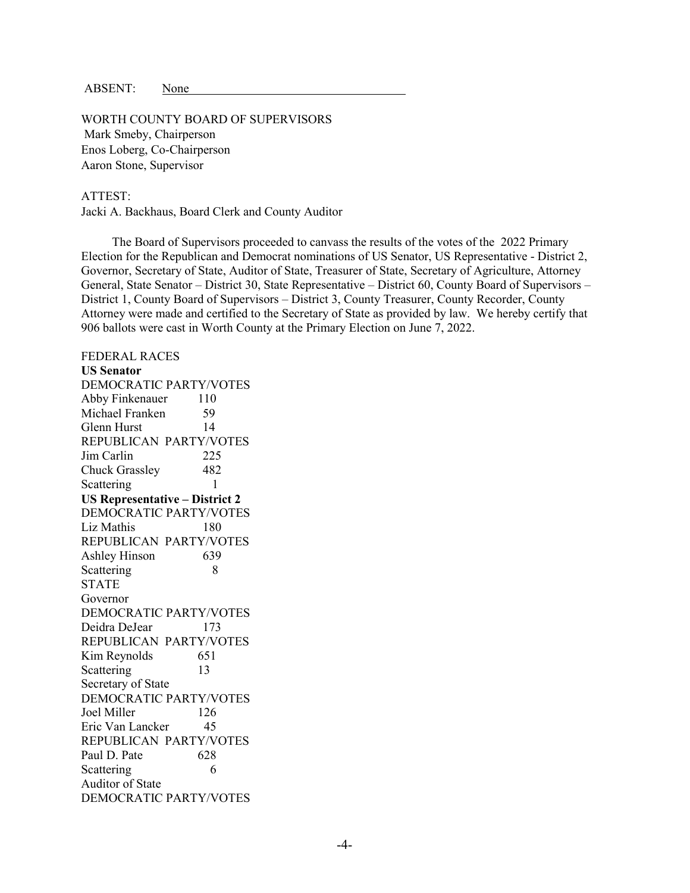ABSENT: None

WORTH COUNTY BOARD OF SUPERVISORS
Mark Smeby, Chairperson
Enos Loberg, Co-Chairperson
Aaron Stone, Supervisor

ATTEST:
Jacki A. Backhaus, Board Clerk and County Auditor

The Board of Supervisors proceeded to canvass the results of the votes of the 2022 Primary Election for the Republican and Democrat nominations of US Senator, US Representative - District 2, Governor, Secretary of State, Auditor of State, Treasurer of State, Secretary of Agriculture, Attorney General, State Senator – District 30, State Representative – District 60, County Board of Supervisors – District 1, County Board of Supervisors – District 3, County Treasurer, County Recorder, County Attorney were made and certified to the Secretary of State as provided by law. We hereby certify that 906 ballots were cast in Worth County at the Primary Election on June 7, 2022.

FEDERAL RACES

**US Senator**

DEMOCRATIC PARTY/VOTES
Abby Finkenauer 110
Michael Franken 59
Glenn Hurst 14

REPUBLICAN PARTY/VOTES
Jim Carlin 225
Chuck Grassley 482
Scattering 1

**US Representative – District 2**

DEMOCRATIC PARTY/VOTES
Liz Mathis 180

REPUBLICAN PARTY/VOTES
Ashley Hinson 639
Scattering 8

STATE

Governor

DEMOCRATIC PARTY/VOTES
Deidra DeJear 173

REPUBLICAN PARTY/VOTES
Kim Reynolds 651
Scattering 13

Secretary of State

DEMOCRATIC PARTY/VOTES
Joel Miller 126
Eric Van Lancker 45

REPUBLICAN PARTY/VOTES
Paul D. Pate 628
Scattering 6

Auditor of State

DEMOCRATIC PARTY/VOTES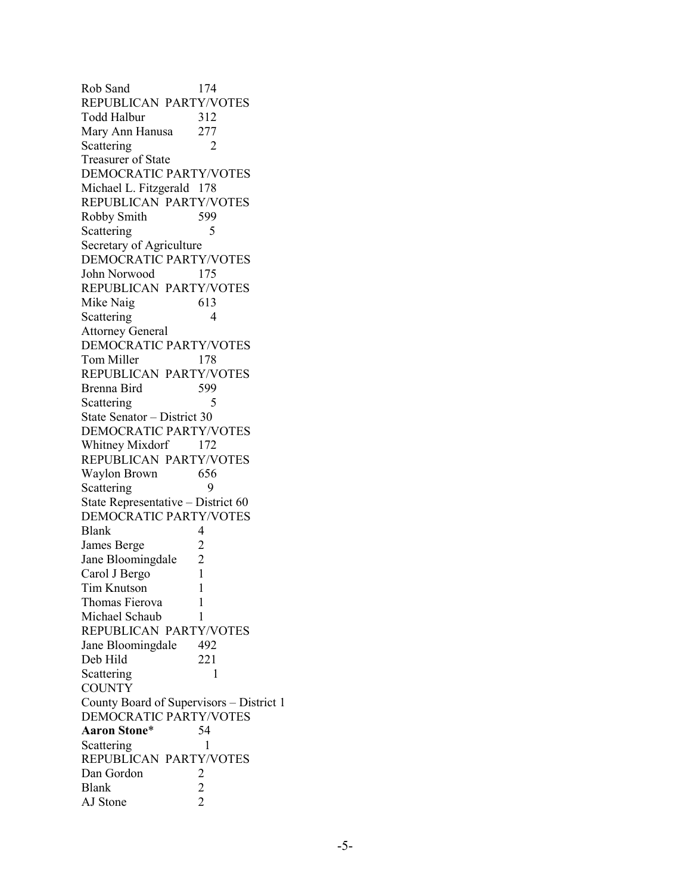Rob Sand 174
REPUBLICAN PARTY/VOTES
Todd Halbur 312
Mary Ann Hanusa 277
Scattering 2
Treasurer of State
DEMOCRATIC PARTY/VOTES
Michael L. Fitzgerald 178
REPUBLICAN PARTY/VOTES
Robby Smith 599
Scattering 5
Secretary of Agriculture
DEMOCRATIC PARTY/VOTES
John Norwood 175
REPUBLICAN PARTY/VOTES
Mike Naig 613
Scattering 4
Attorney General
DEMOCRATIC PARTY/VOTES
Tom Miller 178
REPUBLICAN PARTY/VOTES
Brenna Bird 599
Scattering 5
State Senator – District 30
DEMOCRATIC PARTY/VOTES
Whitney Mixdorf 172
REPUBLICAN PARTY/VOTES
Waylon Brown 656
Scattering 9
State Representative – District 60
DEMOCRATIC PARTY/VOTES
Blank 4
James Berge 2
Jane Bloomingdale 2
Carol J Bergo 1
Tim Knutson 1
Thomas Fierova 1
Michael Schaub 1
REPUBLICAN PARTY/VOTES
Jane Bloomingdale 492
Deb Hild 221
Scattering 1
COUNTY
County Board of Supervisors – District 1
DEMOCRATIC PARTY/VOTES
**Aaron Stone*** 54
Scattering 1
REPUBLICAN PARTY/VOTES
Dan Gordon 2
Blank 2
AJ Stone 2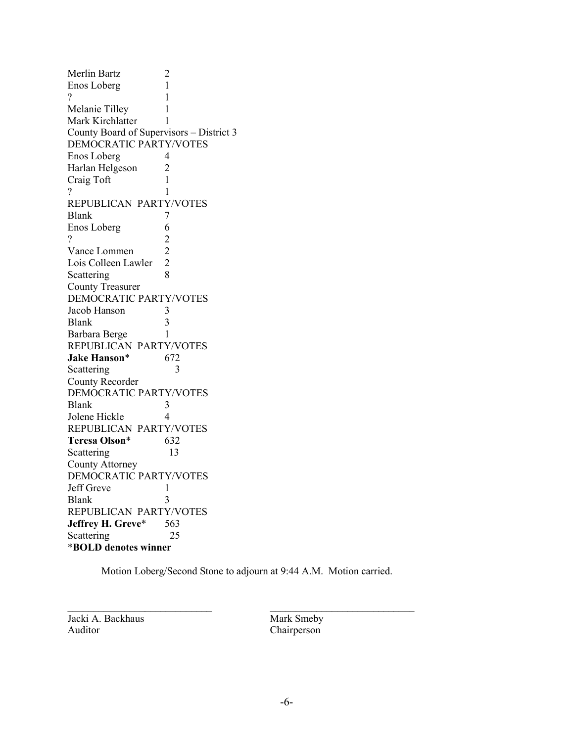Merlin Bartz 2
Enos Loberg 1
? 1
Melanie Tilley 1
Mark Kirchlatter 1

County Board of Supervisors – District 3
DEMOCRATIC PARTY/VOTES
Enos Loberg 4
Harlan Helgeson 2
Craig Toft 1
? 1
REPUBLICAN PARTY/VOTES
Blank 7
Enos Loberg 6
? 2
Vance Lommen 2
Lois Colleen Lawler 2
Scattering 8

County Treasurer
DEMOCRATIC PARTY/VOTES
Jacob Hanson 3
Blank 3
Barbara Berge 1
REPUBLICAN PARTY/VOTES
**Jake Hanson*** 672
Scattering 3

County Recorder
DEMOCRATIC PARTY/VOTES
Blank 3
Jolene Hickle 4
REPUBLICAN PARTY/VOTES
**Teresa Olson*** 632
Scattering 13

County Attorney
DEMOCRATIC PARTY/VOTES
Jeff Greve 1
Blank 3
REPUBLICAN PARTY/VOTES
**Jeffrey H. Greve*** 563
Scattering 25

***BOLD denotes winner**

Motion Loberg/Second Stone to adjourn at 9:44 A.M. Motion carried.

\_\_\_\_\_\_\_\_\_\_\_\_\_\_\_\_\_\_\_\_\_\_\_\_\_\_\_\_\_\_
Jacki A. Backhaus
Auditor

\_\_\_\_\_\_\_\_\_\_\_\_\_\_\_\_\_\_\_\_\_\_\_\_\_\_\_\_\_\_
Mark Smeby
Chairperson